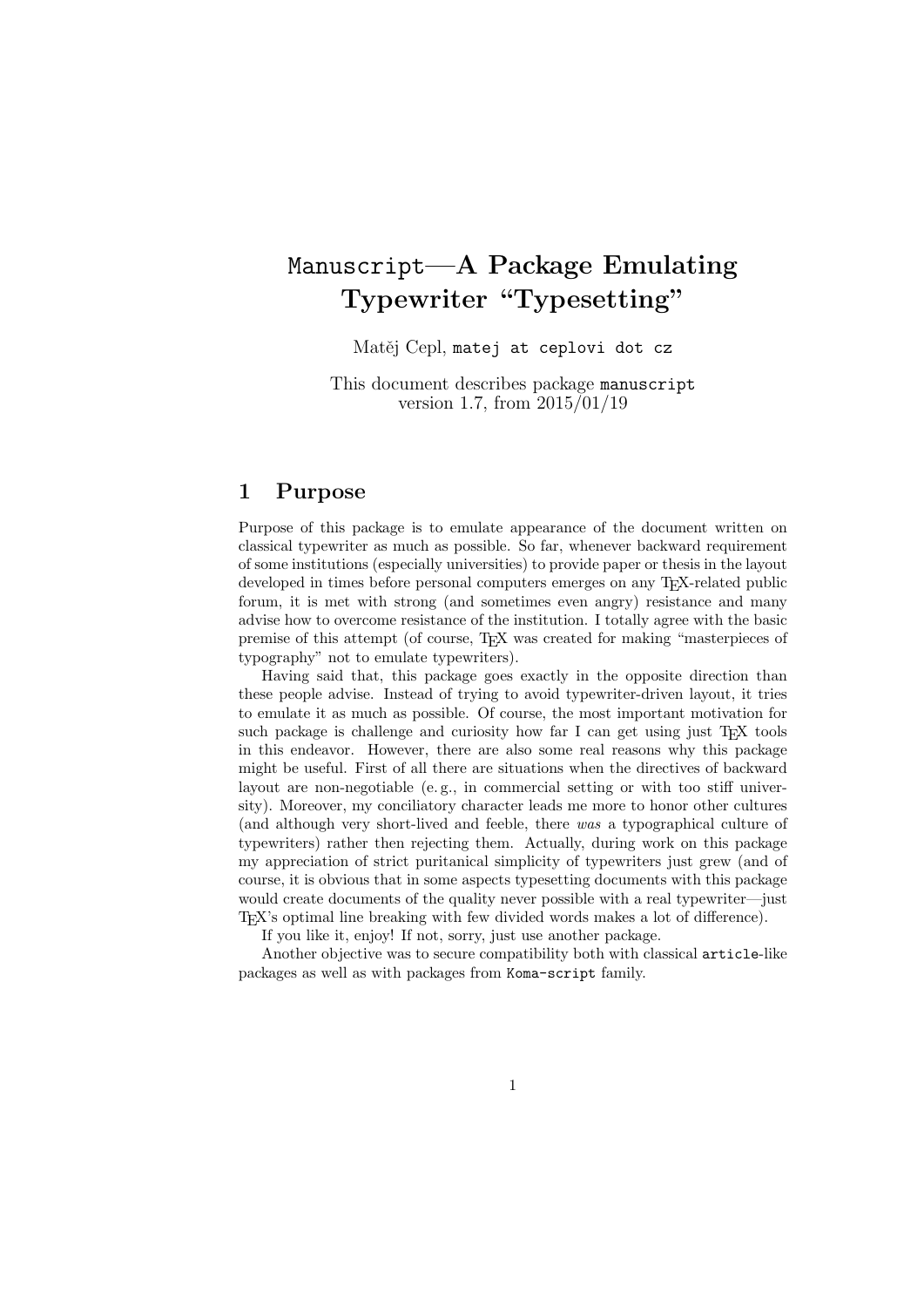# `Manuscript`—A Package Emulating Typewriter "Typesetting"

Matěj Cepl, `matej at ceplovi dot cz`

This document describes package `manuscript` version 1.7, from 2015/01/19

## 1 Purpose

Purpose of this package is to emulate appearance of the document written on classical typewriter as much as possible. So far, whenever backward requirement of some institutions (especially universities) to provide paper or thesis in the layout developed in times before personal computers emerges on any TeX-related public forum, it is met with strong (and sometimes even angry) resistance and many advise how to overcome resistance of the institution. I totally agree with the basic premise of this attempt (of course, TeX was created for making "masterpieces of typography" not to emulate typewriters).

Having said that, this package goes exactly in the opposite direction than these people advise. Instead of trying to avoid typewriter-driven layout, it tries to emulate it as much as possible. Of course, the most important motivation for such package is challenge and curiosity how far I can get using just TeX tools in this endeavor. However, there are also some real reasons why this package might be useful. First of all there are situations when the directives of backward layout are non-negotiable (e. g., in commercial setting or with too stiff university). Moreover, my conciliatory character leads me more to honor other cultures (and although very short-lived and feeble, there *was* a typographical culture of typewriters) rather then rejecting them. Actually, during work on this package my appreciation of strict puritanical simplicity of typewriters just grew (and of course, it is obvious that in some aspects typesetting documents with this package would create documents of the quality never possible with a real typewriter—just TeX's optimal line breaking with few divided words makes a lot of difference).

If you like it, enjoy! If not, sorry, just use another package.

Another objective was to secure compatibility both with classical `article`-like packages as well as with packages from `Koma-script` family.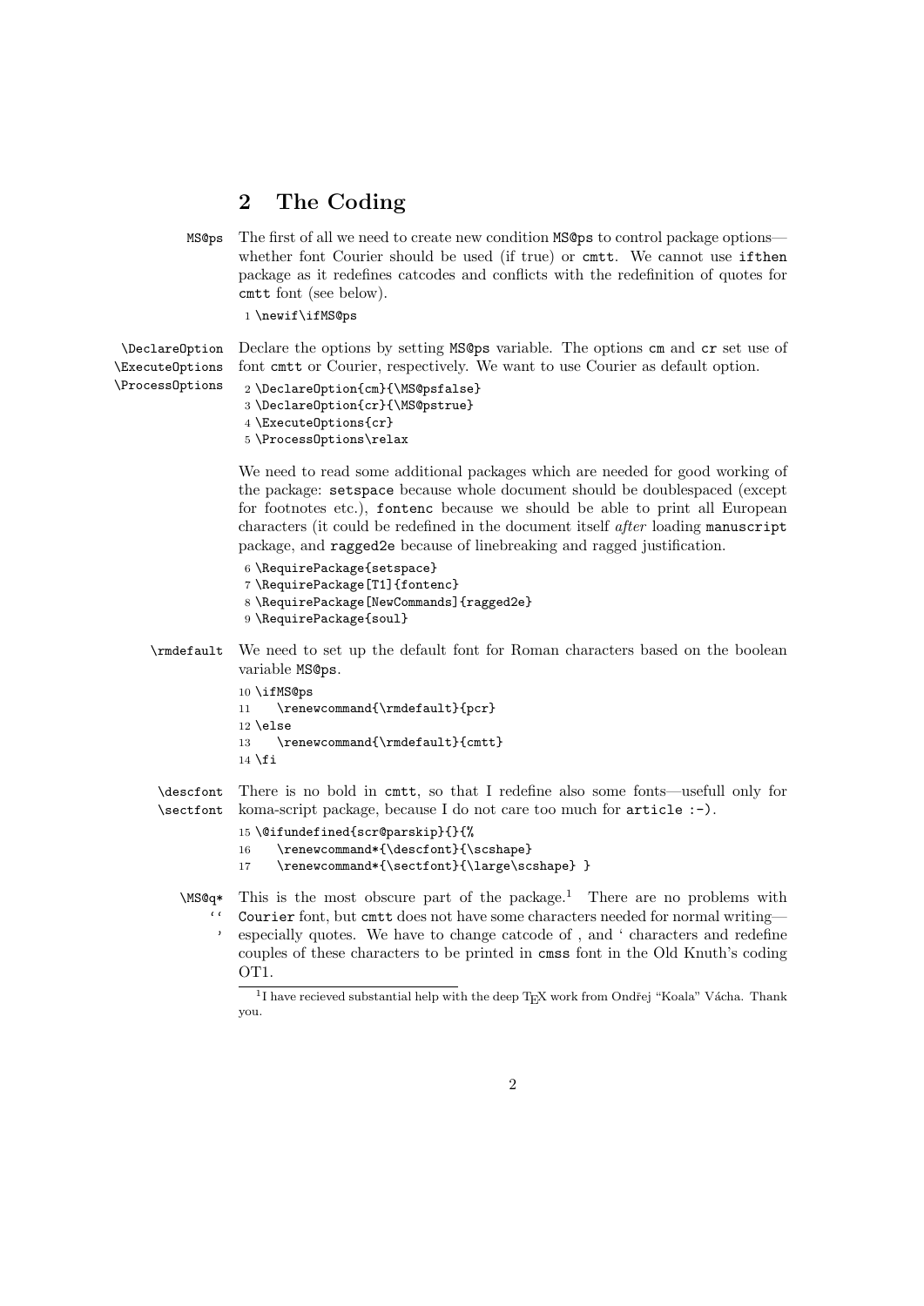## 2 The Coding

MS@ps The first of all we need to create new condition MS@ps to control package options—whether font Courier should be used (if true) or cmtt. We cannot use ifthen package as it redefines catcodes and conflicts with the redefinition of quotes for cmtt font (see below).

```
1 \newif\ifMS@ps
```

\DeclareOption \ExecuteOptions \ProcessOptions Declare the options by setting MS@ps variable. The options cm and cr set use of font cmtt or Courier, respectively. We want to use Courier as default option.

```
2 \DeclareOption{cm}{\MS@psfalse}
3 \DeclareOption{cr}{\MS@pstrue}
4 \ExecuteOptions{cr}
5 \ProcessOptions\relax
```

We need to read some additional packages which are needed for good working of the package: setspace because whole document should be doublespaced (except for footnotes etc.), fontenc because we should be able to print all European characters (it could be redefined in the document itself *after* loading manuscript package, and ragged2e because of linebreaking and ragged justification.

```
6 \RequirePackage{setspace}
7 \RequirePackage[T1]{fontenc}
8 \RequirePackage[NewCommands]{ragged2e}
9 \RequirePackage{soul}
```

\rmdefault We need to set up the default font for Roman characters based on the boolean variable MS@ps.

```
10 \ifMS@ps
11     \renewcommand{\rmdefault}{pcr}
12 \else
13     \renewcommand{\rmdefault}{cmtt}
14 \fi
```

\descfont \sectfont There is no bold in cmtt, so that I redefine also some fonts—usefull only for koma-script package, because I do not care too much for article :-).

```
15 \@ifundefined{scr@parskip}{}{%
16     \renewcommand*{\descfont}{\scshape}
17     \renewcommand*{\sectfont}{\large\scshape} }
```

\MS@q* `` ' This is the most obscure part of the package.[1] There are no problems with Courier font, but cmtt does not have some characters needed for normal writing—especially quotes. We have to change catcode of , and ' characters and redefine couples of these characters to be printed in cmss font in the Old Knuth's coding OT1.

[1] I have recieved substantial help with the deep TEX work from Ondřej "Koala" Vácha. Thank you.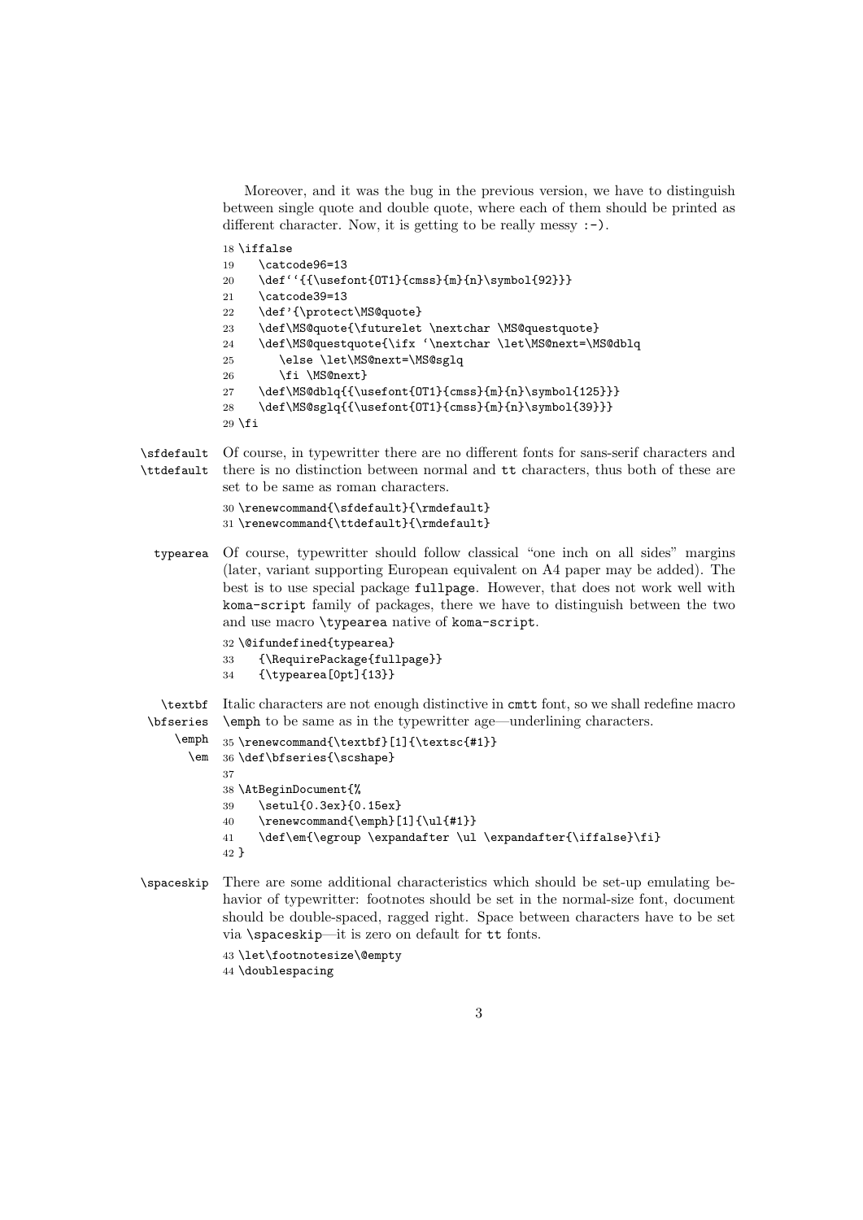Moreover, and it was the bug in the previous version, we have to distinguish between single quote and double quote, where each of them should be printed as different character. Now, it is getting to be really messy `:-)`.

```
18 \iffalse
19    \catcode96=13
20    \def``{{\usefont{OT1}{cmss}{m}{n}\symbol{92}}}
21    \catcode39=13
22    \def'{\protect\MS@quote}
23    \def\MS@quote{\futurelet \nextchar \MS@questquote}
24    \def\MS@questquote{\ifx '\nextchar \let\MS@next=\MS@dblq
25       \else \let\MS@next=\MS@sglq
26       \fi \MS@next}
27    \def\MS@dblq{{\usefont{OT1}{cmss}{m}{n}\symbol{125}}}
28    \def\MS@sglq{{\usefont{OT1}{cmss}{m}{n}\symbol{39}}}
29 \fi
```

`\sfdefault` `\ttdefault` Of course, in typewritter there are no different fonts for sans-serif characters and there is no distinction between normal and `tt` characters, thus both of these are set to be same as roman characters.

```
30 \renewcommand{\sfdefault}{\rmdefault}
31 \renewcommand{\ttdefault}{\rmdefault}
```

`typearea` Of course, typewritter should follow classical "one inch on all sides" margins (later, variant supporting European equivalent on A4 paper may be added). The best is to use special package `fullpage`. However, that does not work well with `koma-script` family of packages, there we have to distinguish between the two and use macro `\typearea` native of `koma-script`.

```
32 \@ifundefined{typearea}
33    {\RequirePackage{fullpage}}
34    {\typearea[0pt]{13}}
```

`\textbf` `\bfseries` `\emph` `\em` Italic characters are not enough distinctive in `cmtt` font, so we shall redefine macro `\emph` to be same as in the typewritter age—underlining characters.

```
35 \renewcommand{\textbf}[1]{\textsc{#1}}
36 \def\bfseries{\scshape}
37
38 \AtBeginDocument{%
39    \setul{0.3ex}{0.15ex}
40    \renewcommand{\emph}[1]{\ul{#1}}
41    \def\em{\egroup \expandafter \ul \expandafter{\iffalse}\fi}
42 }
```

`\spaceskip` There are some additional characteristics which should be set-up emulating behavior of typewritter: footnotes should be set in the normal-size font, document should be double-spaced, ragged right. Space between characters have to be set via `\spaceskip`—it is zero on default for `tt` fonts.

```
43 \let\footnotesize\@empty
44 \doublespacing
```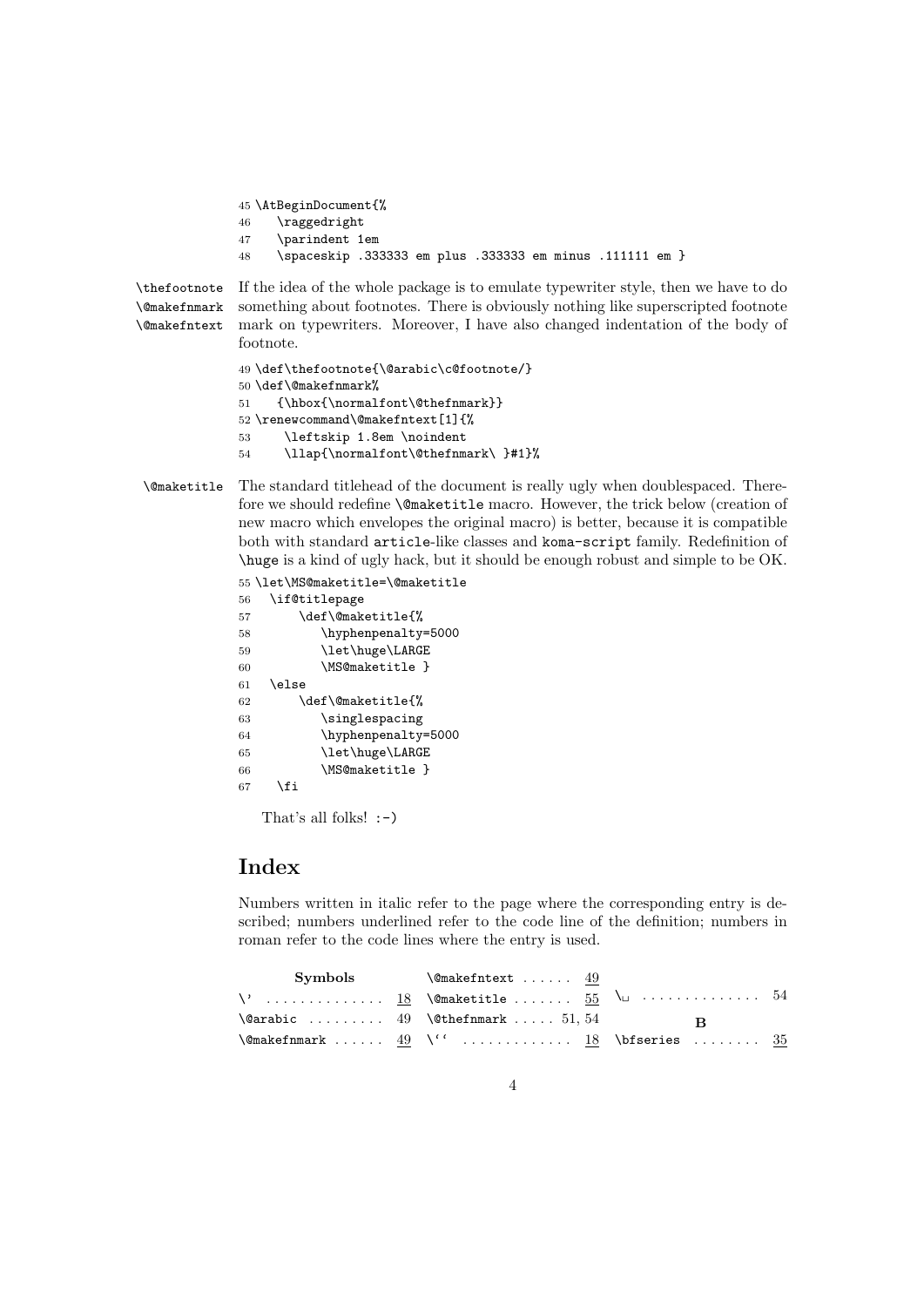```
45 \AtBeginDocument{%
46    \raggedright
47    \parindent 1em
48    \spaceskip .333333 em plus .333333 em minus .111111 em }
```

\thefootnote \@makefnmark \@makefntext If the idea of the whole package is to emulate typewriter style, then we have to do something about footnotes. There is obviously nothing like superscripted footnote mark on typewriters. Moreover, I have also changed indentation of the body of footnote.

```
49 \def\thefootnote{\@arabic\c@footnote/}
50 \def\@makefnmark%
51    {\hbox{\normalfont\@thefnmark}}
52 \renewcommand\@makefntext[1]{%
53     \leftskip 1.8em \noindent
54     \llap{\normalfont\@thefnmark\ }#1}%
```

\@maketitle The standard titlehead of the document is really ugly when doublespaced. Therefore we should redefine `\@maketitle` macro. However, the trick below (creation of new macro which envelopes the original macro) is better, because it is compatible both with standard `article`-like classes and `koma-script` family. Redefinition of `\huge` is a kind of ugly hack, but it should be enough robust and simple to be OK.

```
55 \let\MS@maketitle=\@maketitle
56   \if@titlepage
57       \def\@maketitle{%
58          \hyphenpenalty=5000
59          \let\huge\LARGE
60          \MS@maketitle }
61   \else
62       \def\@maketitle{%
63          \singlespacing
64          \hyphenpenalty=5000
65          \let\huge\LARGE
66          \MS@maketitle }
67   \fi
```

That's all folks! :-)

# Index

Numbers written in italic refer to the page where the corresponding entry is described; numbers underlined refer to the code line of the definition; numbers in roman refer to the code lines where the entry is used.

**Symbols**

- \' . . . . . . 18
- \@arabic . . . . . . 49
- \@makefnmark . . . . . . 49
- \@makefntext . . . . . . 49
- \@maketitle . . . . . . 55
- \@thefnmark . . . . . . 51, 54
- \`` . . . . . . 18
- \␣ . . . . . . 54

**B**

- \bfseries . . . . . . 35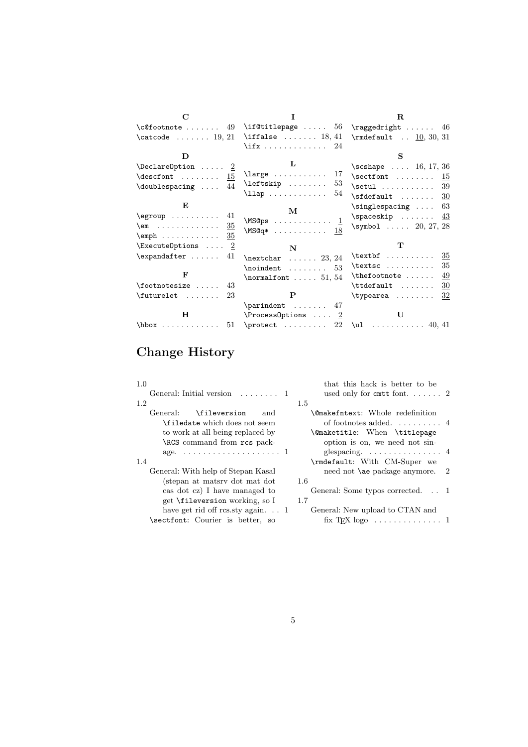**C**

\c@footnote . . . . . . . 49
\catcode . . . . . . . 19, 21

**D**

\DeclareOption . . . . . 2
\descfont . . . . . . . . 15
\doublespacing . . . . 44

**E**

\egroup . . . . . . . . . . 41
\em . . . . . . . . . . . . . 35
\emph . . . . . . . . . . . . 35
\ExecuteOptions . . . . 2
\expandafter . . . . . . 41

**F**

\footnotesize . . . . . 43
\futurelet . . . . . . . 23

**H**

\hbox . . . . . . . . . . . . 51

**I**

\if@titlepage . . . . . 56
\iffalse . . . . . . . 18, 41
\ifx . . . . . . . . . . . . . 24

**L**

\large . . . . . . . . . . . 17
\leftskip . . . . . . . . 53
\llap . . . . . . . . . . . . 54

**M**

\MS@ps . . . . . . . . . . . . 1
\MS@q* . . . . . . . . . . . 18

**N**

\nextchar . . . . . . 23, 24
\noindent . . . . . . . . 53
\normalfont . . . . . 51, 54

**P**

\parindent . . . . . . . 47
\ProcessOptions . . . . 2
\protect . . . . . . . . . 22

**R**

\raggedright . . . . . . 46
\rmdefault . . 10, 30, 31

**S**

\scshape . . . . 16, 17, 36
\sectfont . . . . . . . . 15
\setul . . . . . . . . . . . 39
\sfdefault . . . . . . . 30
\singlespacing . . . . 63
\spaceskip . . . . . . . 43
\symbol . . . . . 20, 27, 28

**T**

\textbf . . . . . . . . . . 35
\textsc . . . . . . . . . . 35
\thefootnote . . . . . . 49
\ttdefault . . . . . . . 30
\typearea . . . . . . . . 32

**U**

\ul . . . . . . . . . . . 40, 41

## Change History

1.0

General: Initial version . . . . . . . . 1

1.2

General: \fileversion and \filedate which does not seem to work at all being replaced by \RCS command from rcs package. . . . . . . . . . . . . . . . . . . . . 1

1.4

General: With help of Stepan Kasal (stepan at matsrv dot mat dot cas dot cz) I have managed to get \fileversion working, so I have get rid off rcs.sty again. . . 1

\sectfont: Courier is better, so that this hack is better to be used only for cmtt font. . . . . . . 2

1.5

\@makefntext: Whole redefinition of footnotes added. . . . . . . . . . 4

\@maketitle: When \titlepage option is on, we need not singlespacing. . . . . . . . . . . . . . . . 4

\rmdefault: With CM-Super we need not \ae package anymore. 2

1.6

General: Some typos corrected. . . 1

1.7

General: New upload to CTAN and fix TEX logo . . . . . . . . . . . . . . 1